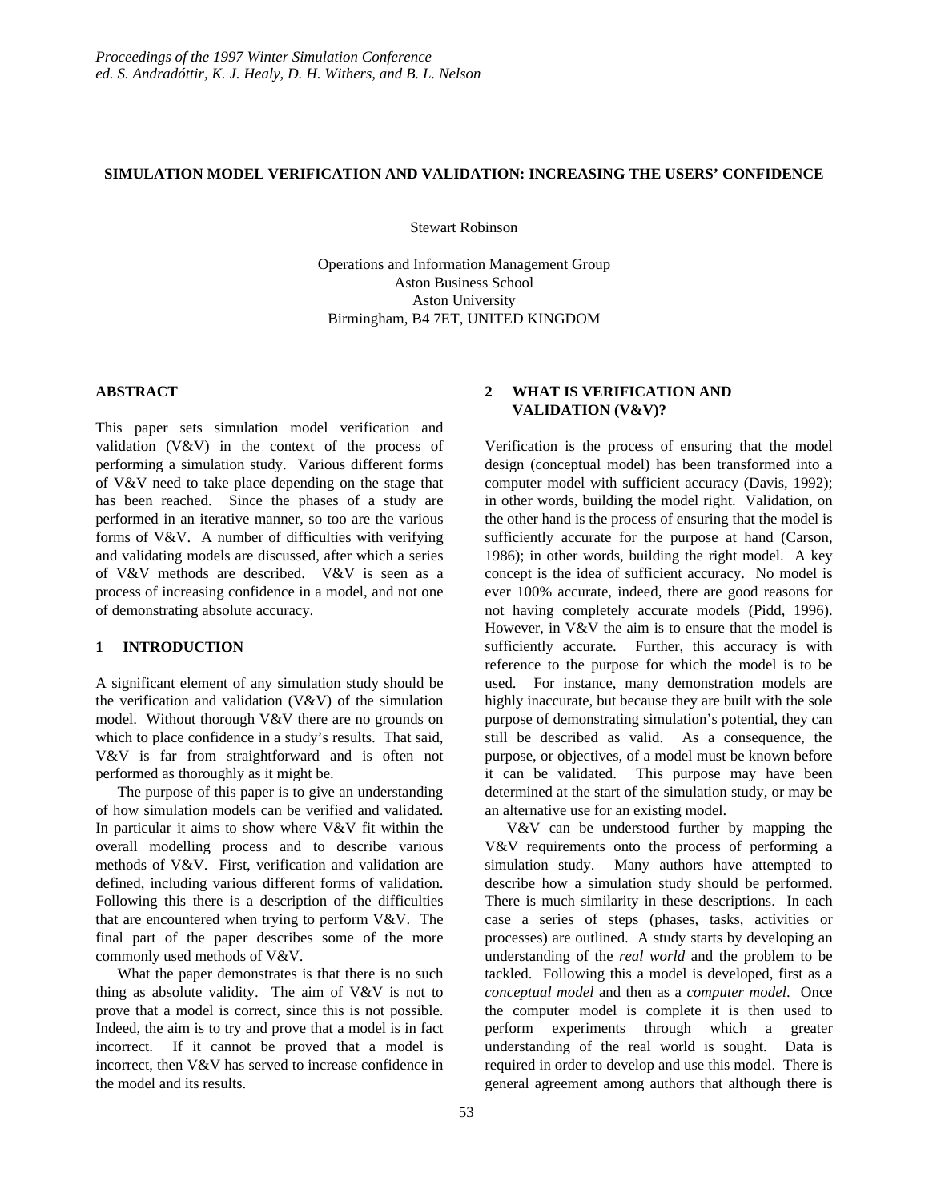# SIMULATION MODEL VERIFICATION AND VALIDATION: INCREASING THE USERS' CONFIDENCE

Stewart Robinson

Operations and Information Management Group
Aston Business School
Aston University
Birmingham, B4 7ET, UNITED KINGDOM

## ABSTRACT

This paper sets simulation model verification and validation (V&V) in the context of the process of performing a simulation study. Various different forms of V&V need to take place depending on the stage that has been reached. Since the phases of a study are performed in an iterative manner, so too are the various forms of V&V. A number of difficulties with verifying and validating models are discussed, after which a series of V&V methods are described. V&V is seen as a process of increasing confidence in a model, and not one of demonstrating absolute accuracy.

## 1 INTRODUCTION

A significant element of any simulation study should be the verification and validation (V&V) of the simulation model. Without thorough V&V there are no grounds on which to place confidence in a study's results. That said, V&V is far from straightforward and is often not performed as thoroughly as it might be.

The purpose of this paper is to give an understanding of how simulation models can be verified and validated. In particular it aims to show where V&V fit within the overall modelling process and to describe various methods of V&V. First, verification and validation are defined, including various different forms of validation. Following this there is a description of the difficulties that are encountered when trying to perform V&V. The final part of the paper describes some of the more commonly used methods of V&V.

What the paper demonstrates is that there is no such thing as absolute validity. The aim of V&V is not to prove that a model is correct, since this is not possible. Indeed, the aim is to try and prove that a model is in fact incorrect. If it cannot be proved that a model is incorrect, then V&V has served to increase confidence in the model and its results.

## 2 WHAT IS VERIFICATION AND VALIDATION (V&V)?

Verification is the process of ensuring that the model design (conceptual model) has been transformed into a computer model with sufficient accuracy (Davis, 1992); in other words, building the model right. Validation, on the other hand is the process of ensuring that the model is sufficiently accurate for the purpose at hand (Carson, 1986); in other words, building the right model. A key concept is the idea of sufficient accuracy. No model is ever 100% accurate, indeed, there are good reasons for not having completely accurate models (Pidd, 1996). However, in V&V the aim is to ensure that the model is sufficiently accurate. Further, this accuracy is with reference to the purpose for which the model is to be used. For instance, many demonstration models are highly inaccurate, but because they are built with the sole purpose of demonstrating simulation's potential, they can still be described as valid. As a consequence, the purpose, or objectives, of a model must be known before it can be validated. This purpose may have been determined at the start of the simulation study, or may be an alternative use for an existing model.

V&V can be understood further by mapping the V&V requirements onto the process of performing a simulation study. Many authors have attempted to describe how a simulation study should be performed. There is much similarity in these descriptions. In each case a series of steps (phases, tasks, activities or processes) are outlined. A study starts by developing an understanding of the *real world* and the problem to be tackled. Following this a model is developed, first as a *conceptual model* and then as a *computer model*. Once the computer model is complete it is then used to perform experiments through which a greater understanding of the real world is sought. Data is required in order to develop and use this model. There is general agreement among authors that although there is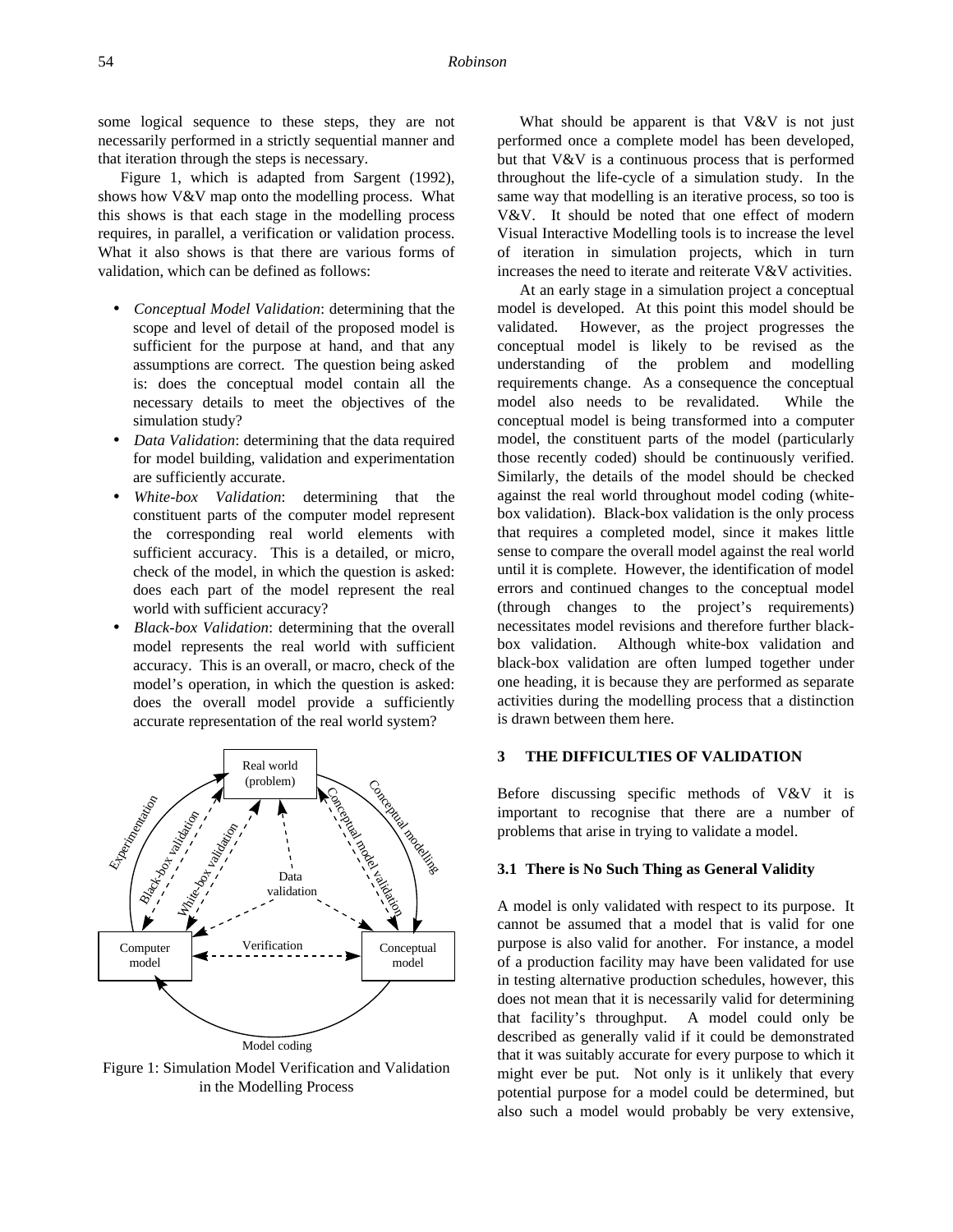some logical sequence to these steps, they are not necessarily performed in a strictly sequential manner and that iteration through the steps is necessary.

Figure 1, which is adapted from Sargent (1992), shows how V&V map onto the modelling process. What this shows is that each stage in the modelling process requires, in parallel, a verification or validation process. What it also shows is that there are various forms of validation, which can be defined as follows:

- *Conceptual Model Validation*: determining that the scope and level of detail of the proposed model is sufficient for the purpose at hand, and that any assumptions are correct. The question being asked is: does the conceptual model contain all the necessary details to meet the objectives of the simulation study?
- *Data Validation*: determining that the data required for model building, validation and experimentation are sufficiently accurate.
- *White-box Validation*: determining that the constituent parts of the computer model represent the corresponding real world elements with sufficient accuracy. This is a detailed, or micro, check of the model, in which the question is asked: does each part of the model represent the real world with sufficient accuracy?
- *Black-box Validation*: determining that the overall model represents the real world with sufficient accuracy. This is an overall, or macro, check of the model's operation, in which the question is asked: does the overall model provide a sufficiently accurate representation of the real world system?

Real world (problem)
Conceptual modelling
Conceptual model validation
Experimentation
Black-box validation
White-box validation
Data validation
Computer model
Verification
Conceptual model
Model coding

Figure 1: Simulation Model Verification and Validation in the Modelling Process

What should be apparent is that V&V is not just performed once a complete model has been developed, but that V&V is a continuous process that is performed throughout the life-cycle of a simulation study. In the same way that modelling is an iterative process, so too is V&V. It should be noted that one effect of modern Visual Interactive Modelling tools is to increase the level of iteration in simulation projects, which in turn increases the need to iterate and reiterate V&V activities.

At an early stage in a simulation project a conceptual model is developed. At this point this model should be validated. However, as the project progresses the conceptual model is likely to be revised as the understanding of the problem and modelling requirements change. As a consequence the conceptual model also needs to be revalidated. While the conceptual model is being transformed into a computer model, the constituent parts of the model (particularly those recently coded) should be continuously verified. Similarly, the details of the model should be checked against the real world throughout model coding (white-box validation). Black-box validation is the only process that requires a completed model, since it makes little sense to compare the overall model against the real world until it is complete. However, the identification of model errors and continued changes to the conceptual model (through changes to the project's requirements) necessitates model revisions and therefore further black-box validation. Although white-box validation and black-box validation are often lumped together under one heading, it is because they are performed as separate activities during the modelling process that a distinction is drawn between them here.

## 3 THE DIFFICULTIES OF VALIDATION

Before discussing specific methods of V&V it is important to recognise that there are a number of problems that arise in trying to validate a model.

### 3.1 There is No Such Thing as General Validity

A model is only validated with respect to its purpose. It cannot be assumed that a model that is valid for one purpose is also valid for another. For instance, a model of a production facility may have been validated for use in testing alternative production schedules, however, this does not mean that it is necessarily valid for determining that facility's throughput. A model could only be described as generally valid if it could be demonstrated that it was suitably accurate for every purpose to which it might ever be put. Not only is it unlikely that every potential purpose for a model could be determined, but also such a model would probably be very extensive,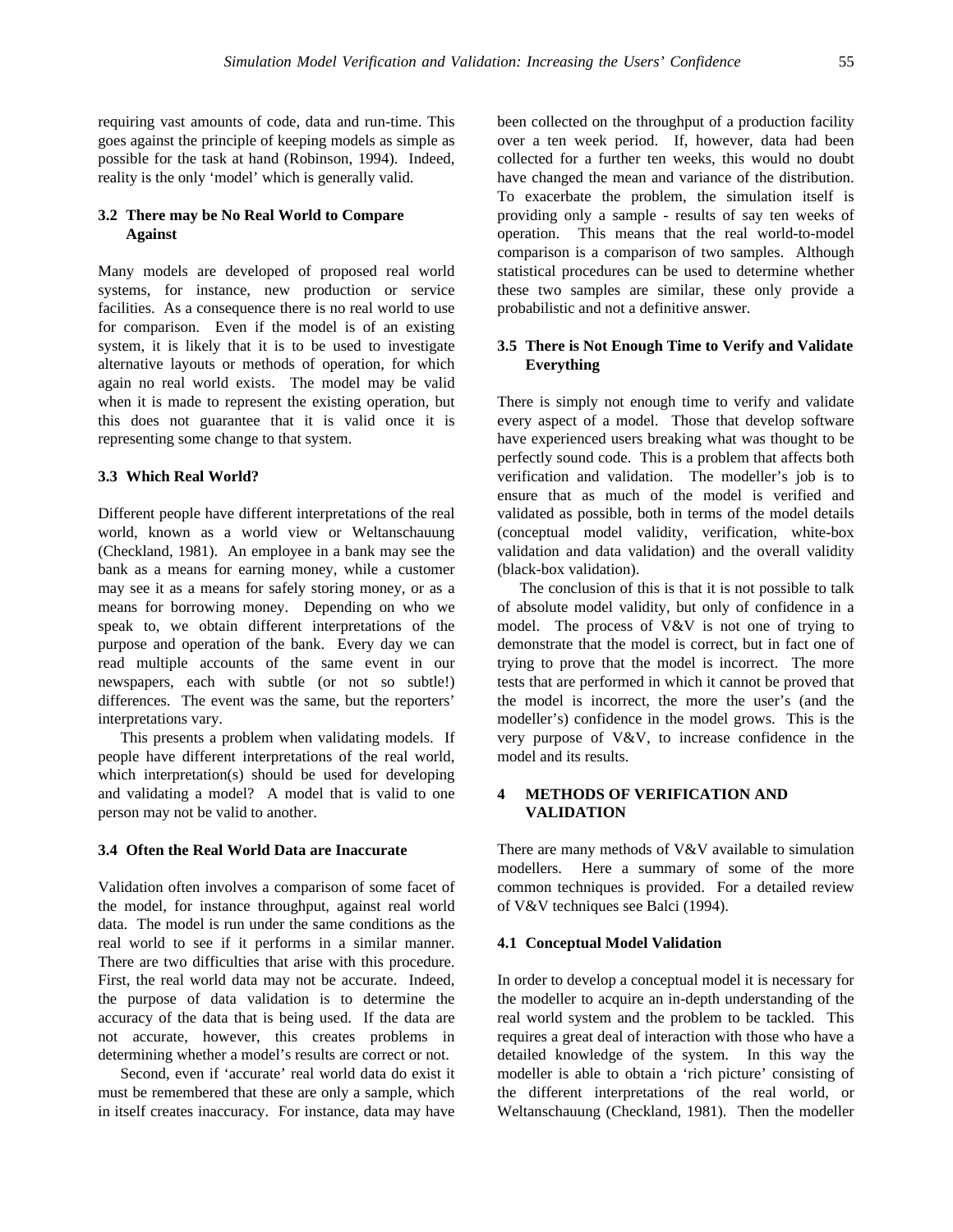requiring vast amounts of code, data and run-time. This goes against the principle of keeping models as simple as possible for the task at hand (Robinson, 1994). Indeed, reality is the only 'model' which is generally valid.

### 3.2 There may be No Real World to Compare Against

Many models are developed of proposed real world systems, for instance, new production or service facilities. As a consequence there is no real world to use for comparison. Even if the model is of an existing system, it is likely that it is to be used to investigate alternative layouts or methods of operation, for which again no real world exists. The model may be valid when it is made to represent the existing operation, but this does not guarantee that it is valid once it is representing some change to that system.

### 3.3 Which Real World?

Different people have different interpretations of the real world, known as a world view or Weltanschauung (Checkland, 1981). An employee in a bank may see the bank as a means for earning money, while a customer may see it as a means for safely storing money, or as a means for borrowing money. Depending on who we speak to, we obtain different interpretations of the purpose and operation of the bank. Every day we can read multiple accounts of the same event in our newspapers, each with subtle (or not so subtle!) differences. The event was the same, but the reporters' interpretations vary.

This presents a problem when validating models. If people have different interpretations of the real world, which interpretation(s) should be used for developing and validating a model? A model that is valid to one person may not be valid to another.

### 3.4 Often the Real World Data are Inaccurate

Validation often involves a comparison of some facet of the model, for instance throughput, against real world data. The model is run under the same conditions as the real world to see if it performs in a similar manner. There are two difficulties that arise with this procedure. First, the real world data may not be accurate. Indeed, the purpose of data validation is to determine the accuracy of the data that is being used. If the data are not accurate, however, this creates problems in determining whether a model's results are correct or not.

Second, even if 'accurate' real world data do exist it must be remembered that these are only a sample, which in itself creates inaccuracy. For instance, data may have been collected on the throughput of a production facility over a ten week period. If, however, data had been collected for a further ten weeks, this would no doubt have changed the mean and variance of the distribution. To exacerbate the problem, the simulation itself is providing only a sample - results of say ten weeks of operation. This means that the real world-to-model comparison is a comparison of two samples. Although statistical procedures can be used to determine whether these two samples are similar, these only provide a probabilistic and not a definitive answer.

### 3.5 There is Not Enough Time to Verify and Validate Everything

There is simply not enough time to verify and validate every aspect of a model. Those that develop software have experienced users breaking what was thought to be perfectly sound code. This is a problem that affects both verification and validation. The modeller's job is to ensure that as much of the model is verified and validated as possible, both in terms of the model details (conceptual model validity, verification, white-box validation and data validation) and the overall validity (black-box validation).

The conclusion of this is that it is not possible to talk of absolute model validity, but only of confidence in a model. The process of V&V is not one of trying to demonstrate that the model is correct, but in fact one of trying to prove that the model is incorrect. The more tests that are performed in which it cannot be proved that the model is incorrect, the more the user's (and the modeller's) confidence in the model grows. This is the very purpose of V&V, to increase confidence in the model and its results.

## 4 METHODS OF VERIFICATION AND VALIDATION

There are many methods of V&V available to simulation modellers. Here a summary of some of the more common techniques is provided. For a detailed review of V&V techniques see Balci (1994).

### 4.1 Conceptual Model Validation

In order to develop a conceptual model it is necessary for the modeller to acquire an in-depth understanding of the real world system and the problem to be tackled. This requires a great deal of interaction with those who have a detailed knowledge of the system. In this way the modeller is able to obtain a 'rich picture' consisting of the different interpretations of the real world, or Weltanschauung (Checkland, 1981). Then the modeller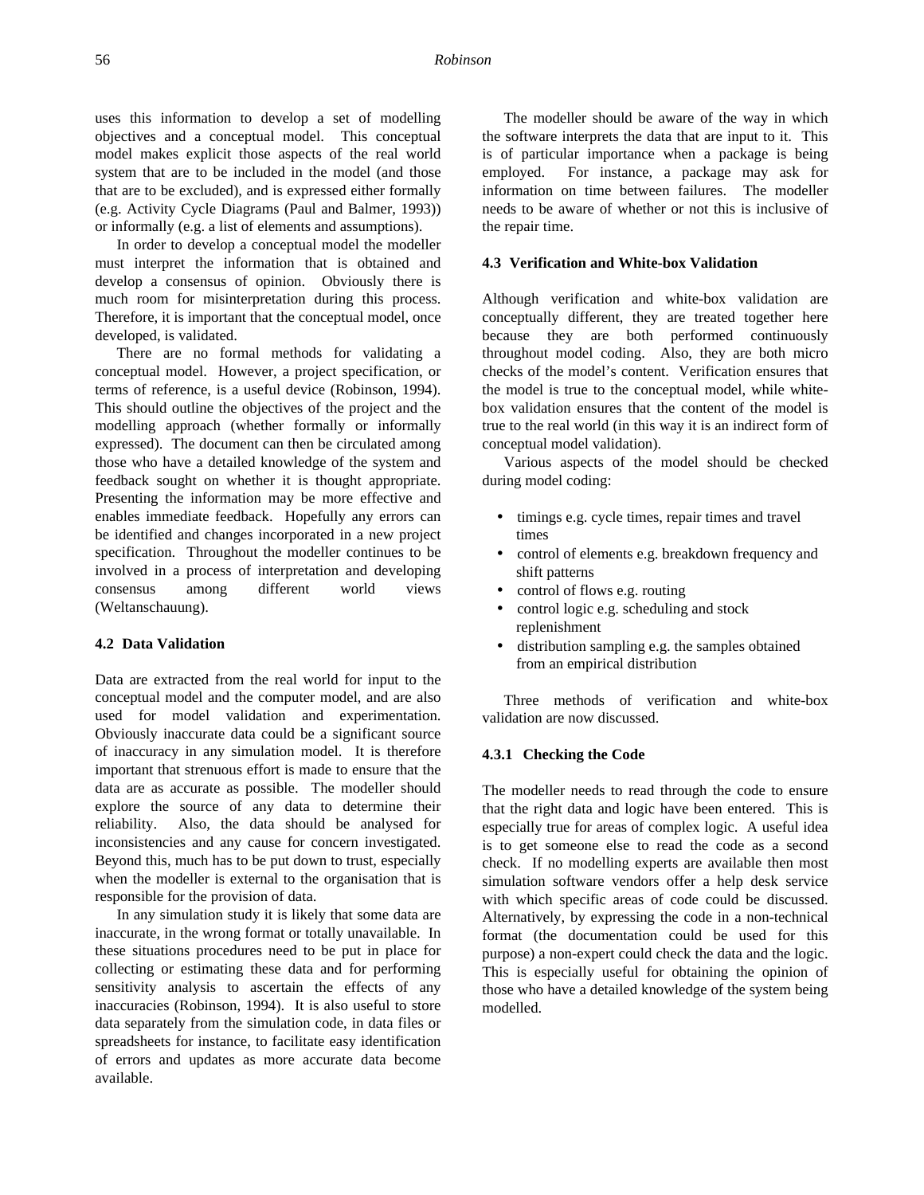uses this information to develop a set of modelling objectives and a conceptual model. This conceptual model makes explicit those aspects of the real world system that are to be included in the model (and those that are to be excluded), and is expressed either formally (e.g. Activity Cycle Diagrams (Paul and Balmer, 1993)) or informally (e.g. a list of elements and assumptions).

In order to develop a conceptual model the modeller must interpret the information that is obtained and develop a consensus of opinion. Obviously there is much room for misinterpretation during this process. Therefore, it is important that the conceptual model, once developed, is validated.

There are no formal methods for validating a conceptual model. However, a project specification, or terms of reference, is a useful device (Robinson, 1994). This should outline the objectives of the project and the modelling approach (whether formally or informally expressed). The document can then be circulated among those who have a detailed knowledge of the system and feedback sought on whether it is thought appropriate. Presenting the information may be more effective and enables immediate feedback. Hopefully any errors can be identified and changes incorporated in a new project specification. Throughout the modeller continues to be involved in a process of interpretation and developing consensus among different world views (Weltanschauung).

### 4.2 Data Validation

Data are extracted from the real world for input to the conceptual model and the computer model, and are also used for model validation and experimentation. Obviously inaccurate data could be a significant source of inaccuracy in any simulation model. It is therefore important that strenuous effort is made to ensure that the data are as accurate as possible. The modeller should explore the source of any data to determine their reliability. Also, the data should be analysed for inconsistencies and any cause for concern investigated. Beyond this, much has to be put down to trust, especially when the modeller is external to the organisation that is responsible for the provision of data.

In any simulation study it is likely that some data are inaccurate, in the wrong format or totally unavailable. In these situations procedures need to be put in place for collecting or estimating these data and for performing sensitivity analysis to ascertain the effects of any inaccuracies (Robinson, 1994). It is also useful to store data separately from the simulation code, in data files or spreadsheets for instance, to facilitate easy identification of errors and updates as more accurate data become available.

The modeller should be aware of the way in which the software interprets the data that are input to it. This is of particular importance when a package is being employed. For instance, a package may ask for information on time between failures. The modeller needs to be aware of whether or not this is inclusive of the repair time.

### 4.3 Verification and White-box Validation

Although verification and white-box validation are conceptually different, they are treated together here because they are both performed continuously throughout model coding. Also, they are both micro checks of the model's content. Verification ensures that the model is true to the conceptual model, while white-box validation ensures that the content of the model is true to the real world (in this way it is an indirect form of conceptual model validation).

Various aspects of the model should be checked during model coding:

- timings e.g. cycle times, repair times and travel times
- control of elements e.g. breakdown frequency and shift patterns
- control of flows e.g. routing
- control logic e.g. scheduling and stock replenishment
- distribution sampling e.g. the samples obtained from an empirical distribution

Three methods of verification and white-box validation are now discussed.

#### 4.3.1 Checking the Code

The modeller needs to read through the code to ensure that the right data and logic have been entered. This is especially true for areas of complex logic. A useful idea is to get someone else to read the code as a second check. If no modelling experts are available then most simulation software vendors offer a help desk service with which specific areas of code could be discussed. Alternatively, by expressing the code in a non-technical format (the documentation could be used for this purpose) a non-expert could check the data and the logic. This is especially useful for obtaining the opinion of those who have a detailed knowledge of the system being modelled.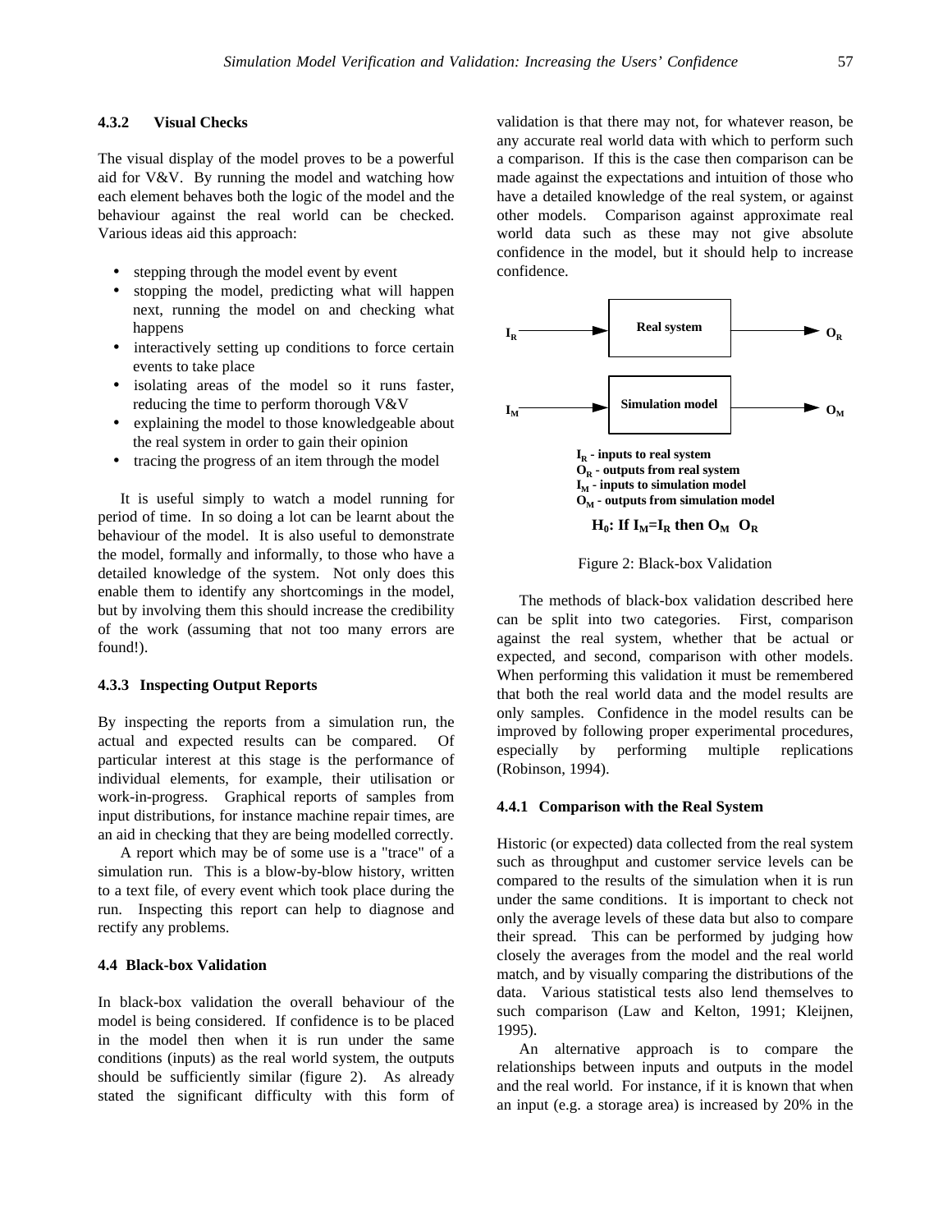#### 4.3.2 Visual Checks

The visual display of the model proves to be a powerful aid for V&V. By running the model and watching how each element behaves both the logic of the model and the behaviour against the real world can be checked. Various ideas aid this approach:

- stepping through the model event by event
- stopping the model, predicting what will happen next, running the model on and checking what happens
- interactively setting up conditions to force certain events to take place
- isolating areas of the model so it runs faster, reducing the time to perform thorough V&V
- explaining the model to those knowledgeable about the real system in order to gain their opinion
- tracing the progress of an item through the model

It is useful simply to watch a model running for period of time. In so doing a lot can be learnt about the behaviour of the model. It is also useful to demonstrate the model, formally and informally, to those who have a detailed knowledge of the system. Not only does this enable them to identify any shortcomings in the model, but by involving them this should increase the credibility of the work (assuming that not too many errors are found!).

#### 4.3.3 Inspecting Output Reports

By inspecting the reports from a simulation run, the actual and expected results can be compared. Of particular interest at this stage is the performance of individual elements, for example, their utilisation or work-in-progress. Graphical reports of samples from input distributions, for instance machine repair times, are an aid in checking that they are being modelled correctly.

A report which may be of some use is a "trace" of a simulation run. This is a blow-by-blow history, written to a text file, of every event which took place during the run. Inspecting this report can help to diagnose and rectify any problems.

### 4.4 Black-box Validation

In black-box validation the overall behaviour of the model is being considered. If confidence is to be placed in the model then when it is run under the same conditions (inputs) as the real world system, the outputs should be sufficiently similar (figure 2). As already stated the significant difficulty with this form of validation is that there may not, for whatever reason, be any accurate real world data with which to perform such a comparison. If this is the case then comparison can be made against the expectations and intuition of those who have a detailed knowledge of the real system, or against other models. Comparison against approximate real world data such as these may not give absolute confidence in the model, but it should help to increase confidence.

$I_R$ → Real system → $O_R$

$I_M$ → Simulation model → $O_M$

**$I_R$ - inputs to real system**
**$O_R$ - outputs from real system**
**$I_M$ - inputs to simulation model**
**$O_M$ - outputs from simulation model**

**$H_0$: If $I_M$=$I_R$ then $O_M$ $O_R$**

Figure 2: Black-box Validation

The methods of black-box validation described here can be split into two categories. First, comparison against the real system, whether that be actual or expected, and second, comparison with other models. When performing this validation it must be remembered that both the real world data and the model results are only samples. Confidence in the model results can be improved by following proper experimental procedures, especially by performing multiple replications (Robinson, 1994).

#### 4.4.1 Comparison with the Real System

Historic (or expected) data collected from the real system such as throughput and customer service levels can be compared to the results of the simulation when it is run under the same conditions. It is important to check not only the average levels of these data but also to compare their spread. This can be performed by judging how closely the averages from the model and the real world match, and by visually comparing the distributions of the data. Various statistical tests also lend themselves to such comparison (Law and Kelton, 1991; Kleijnen, 1995).

An alternative approach is to compare the relationships between inputs and outputs in the model and the real world. For instance, if it is known that when an input (e.g. a storage area) is increased by 20% in the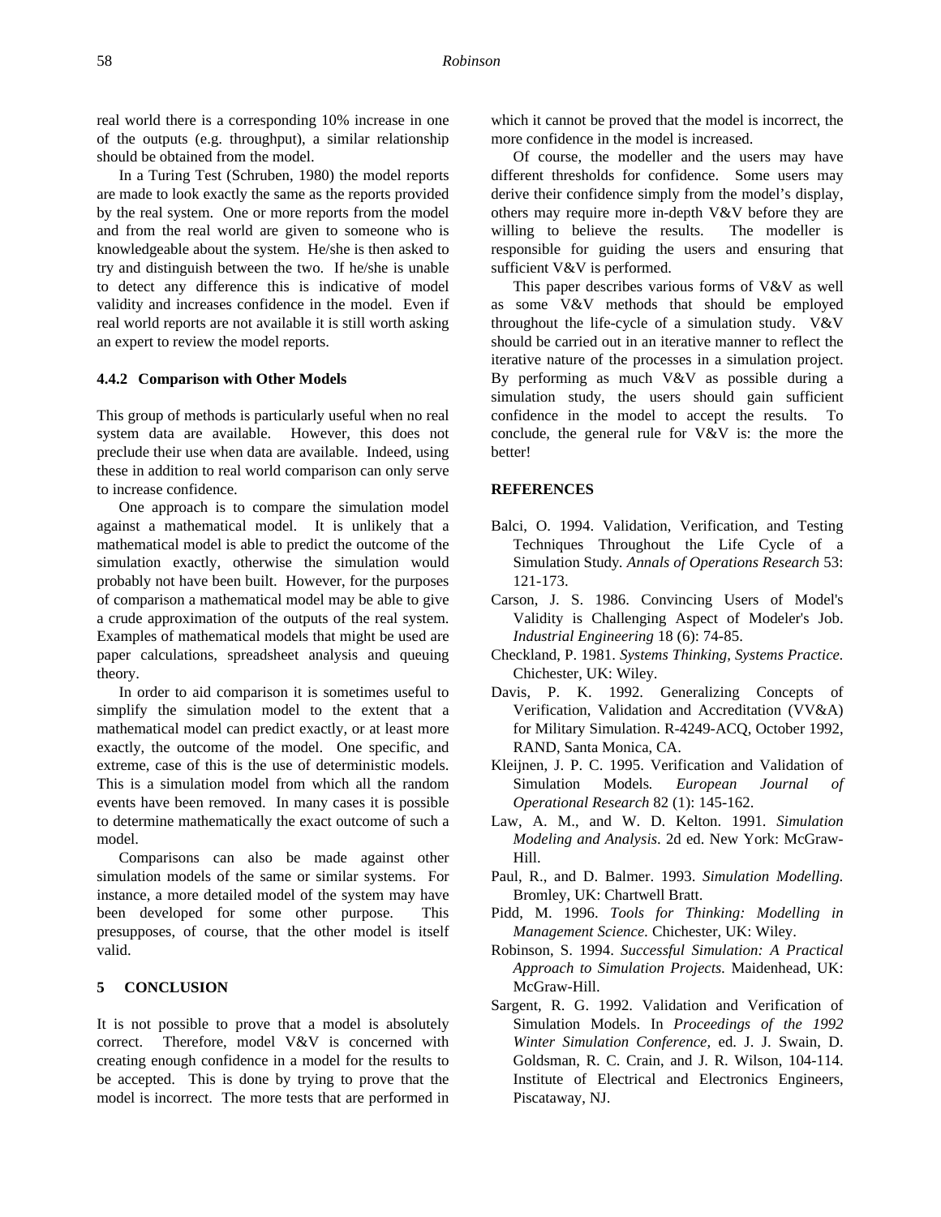real world there is a corresponding 10% increase in one of the outputs (e.g. throughput), a similar relationship should be obtained from the model.

In a Turing Test (Schruben, 1980) the model reports are made to look exactly the same as the reports provided by the real system. One or more reports from the model and from the real world are given to someone who is knowledgeable about the system. He/she is then asked to try and distinguish between the two. If he/she is unable to detect any difference this is indicative of model validity and increases confidence in the model. Even if real world reports are not available it is still worth asking an expert to review the model reports.

### 4.4.2 Comparison with Other Models

This group of methods is particularly useful when no real system data are available. However, this does not preclude their use when data are available. Indeed, using these in addition to real world comparison can only serve to increase confidence.

One approach is to compare the simulation model against a mathematical model. It is unlikely that a mathematical model is able to predict the outcome of the simulation exactly, otherwise the simulation would probably not have been built. However, for the purposes of comparison a mathematical model may be able to give a crude approximation of the outputs of the real system. Examples of mathematical models that might be used are paper calculations, spreadsheet analysis and queuing theory.

In order to aid comparison it is sometimes useful to simplify the simulation model to the extent that a mathematical model can predict exactly, or at least more exactly, the outcome of the model. One specific, and extreme, case of this is the use of deterministic models. This is a simulation model from which all the random events have been removed. In many cases it is possible to determine mathematically the exact outcome of such a model.

Comparisons can also be made against other simulation models of the same or similar systems. For instance, a more detailed model of the system may have been developed for some other purpose. This presupposes, of course, that the other model is itself valid.

## 5 CONCLUSION

It is not possible to prove that a model is absolutely correct. Therefore, model V&V is concerned with creating enough confidence in a model for the results to be accepted. This is done by trying to prove that the model is incorrect. The more tests that are performed in which it cannot be proved that the model is incorrect, the more confidence in the model is increased.

Of course, the modeller and the users may have different thresholds for confidence. Some users may derive their confidence simply from the model's display, others may require more in-depth V&V before they are willing to believe the results. The modeller is responsible for guiding the users and ensuring that sufficient V&V is performed.

This paper describes various forms of V&V as well as some V&V methods that should be employed throughout the life-cycle of a simulation study. V&V should be carried out in an iterative manner to reflect the iterative nature of the processes in a simulation project. By performing as much V&V as possible during a simulation study, the users should gain sufficient confidence in the model to accept the results. To conclude, the general rule for V&V is: the more the better!

## REFERENCES

Balci, O. 1994. Validation, Verification, and Testing Techniques Throughout the Life Cycle of a Simulation Study. *Annals of Operations Research* 53: 121-173.

Carson, J. S. 1986. Convincing Users of Model's Validity is Challenging Aspect of Modeler's Job. *Industrial Engineering* 18 (6): 74-85.

Checkland, P. 1981. *Systems Thinking, Systems Practice.* Chichester, UK: Wiley.

Davis, P. K. 1992. Generalizing Concepts of Verification, Validation and Accreditation (VV&A) for Military Simulation. R-4249-ACQ, October 1992, RAND, Santa Monica, CA.

Kleijnen, J. P. C. 1995. Verification and Validation of Simulation Models. *European Journal of Operational Research* 82 (1): 145-162.

Law, A. M., and W. D. Kelton. 1991. *Simulation Modeling and Analysis*. 2d ed. New York: McGraw-Hill.

Paul, R., and D. Balmer. 1993. *Simulation Modelling.* Bromley, UK: Chartwell Bratt.

Pidd, M. 1996. *Tools for Thinking: Modelling in Management Science.* Chichester, UK: Wiley.

Robinson, S. 1994. *Successful Simulation: A Practical Approach to Simulation Projects.* Maidenhead, UK: McGraw-Hill.

Sargent, R. G. 1992. Validation and Verification of Simulation Models. In *Proceedings of the 1992 Winter Simulation Conference,* ed. J. J. Swain, D. Goldsman, R. C. Crain, and J. R. Wilson, 104-114. Institute of Electrical and Electronics Engineers, Piscataway, NJ.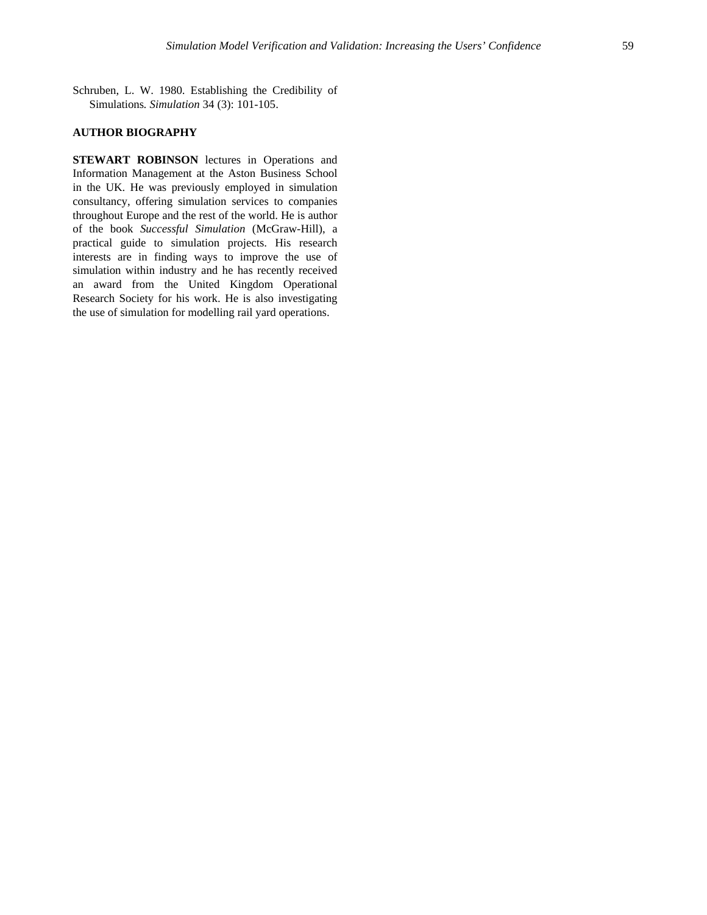Schruben, L. W. 1980. Establishing the Credibility of Simulations. *Simulation* 34 (3): 101-105.

## AUTHOR BIOGRAPHY

**STEWART ROBINSON** lectures in Operations and Information Management at the Aston Business School in the UK. He was previously employed in simulation consultancy, offering simulation services to companies throughout Europe and the rest of the world. He is author of the book *Successful Simulation* (McGraw-Hill), a practical guide to simulation projects. His research interests are in finding ways to improve the use of simulation within industry and he has recently received an award from the United Kingdom Operational Research Society for his work. He is also investigating the use of simulation for modelling rail yard operations.